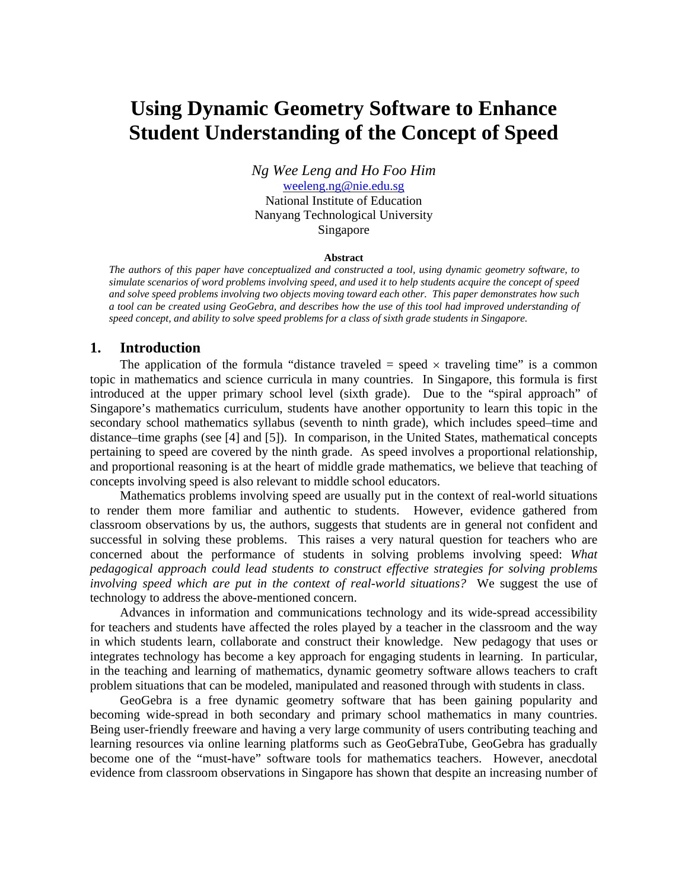# Using Dynamic Geometry Software to Enhance Student Understanding of the Concept of Speed

*Ng Wee Leng and Ho Foo Him*
weeleng.ng@nie.edu.sg
National Institute of Education
Nanyang Technological University
Singapore

**Abstract**

*The authors of this paper have conceptualized and constructed a tool, using dynamic geometry software, to simulate scenarios of word problems involving speed, and used it to help students acquire the concept of speed and solve speed problems involving two objects moving toward each other. This paper demonstrates how such a tool can be created using GeoGebra, and describes how the use of this tool had improved understanding of speed concept, and ability to solve speed problems for a class of sixth grade students in Singapore.*

## 1. Introduction

The application of the formula "distance traveled = speed × traveling time" is a common topic in mathematics and science curricula in many countries. In Singapore, this formula is first introduced at the upper primary school level (sixth grade). Due to the "spiral approach" of Singapore's mathematics curriculum, students have another opportunity to learn this topic in the secondary school mathematics syllabus (seventh to ninth grade), which includes speed–time and distance–time graphs (see [4] and [5]). In comparison, in the United States, mathematical concepts pertaining to speed are covered by the ninth grade. As speed involves a proportional relationship, and proportional reasoning is at the heart of middle grade mathematics, we believe that teaching of concepts involving speed is also relevant to middle school educators.

Mathematics problems involving speed are usually put in the context of real-world situations to render them more familiar and authentic to students. However, evidence gathered from classroom observations by us, the authors, suggests that students are in general not confident and successful in solving these problems. This raises a very natural question for teachers who are concerned about the performance of students in solving problems involving speed: *What pedagogical approach could lead students to construct effective strategies for solving problems involving speed which are put in the context of real-world situations?* We suggest the use of technology to address the above-mentioned concern.

Advances in information and communications technology and its wide-spread accessibility for teachers and students have affected the roles played by a teacher in the classroom and the way in which students learn, collaborate and construct their knowledge. New pedagogy that uses or integrates technology has become a key approach for engaging students in learning. In particular, in the teaching and learning of mathematics, dynamic geometry software allows teachers to craft problem situations that can be modeled, manipulated and reasoned through with students in class.

GeoGebra is a free dynamic geometry software that has been gaining popularity and becoming wide-spread in both secondary and primary school mathematics in many countries. Being user-friendly freeware and having a very large community of users contributing teaching and learning resources via online learning platforms such as GeoGebraTube, GeoGebra has gradually become one of the "must-have" software tools for mathematics teachers. However, anecdotal evidence from classroom observations in Singapore has shown that despite an increasing number of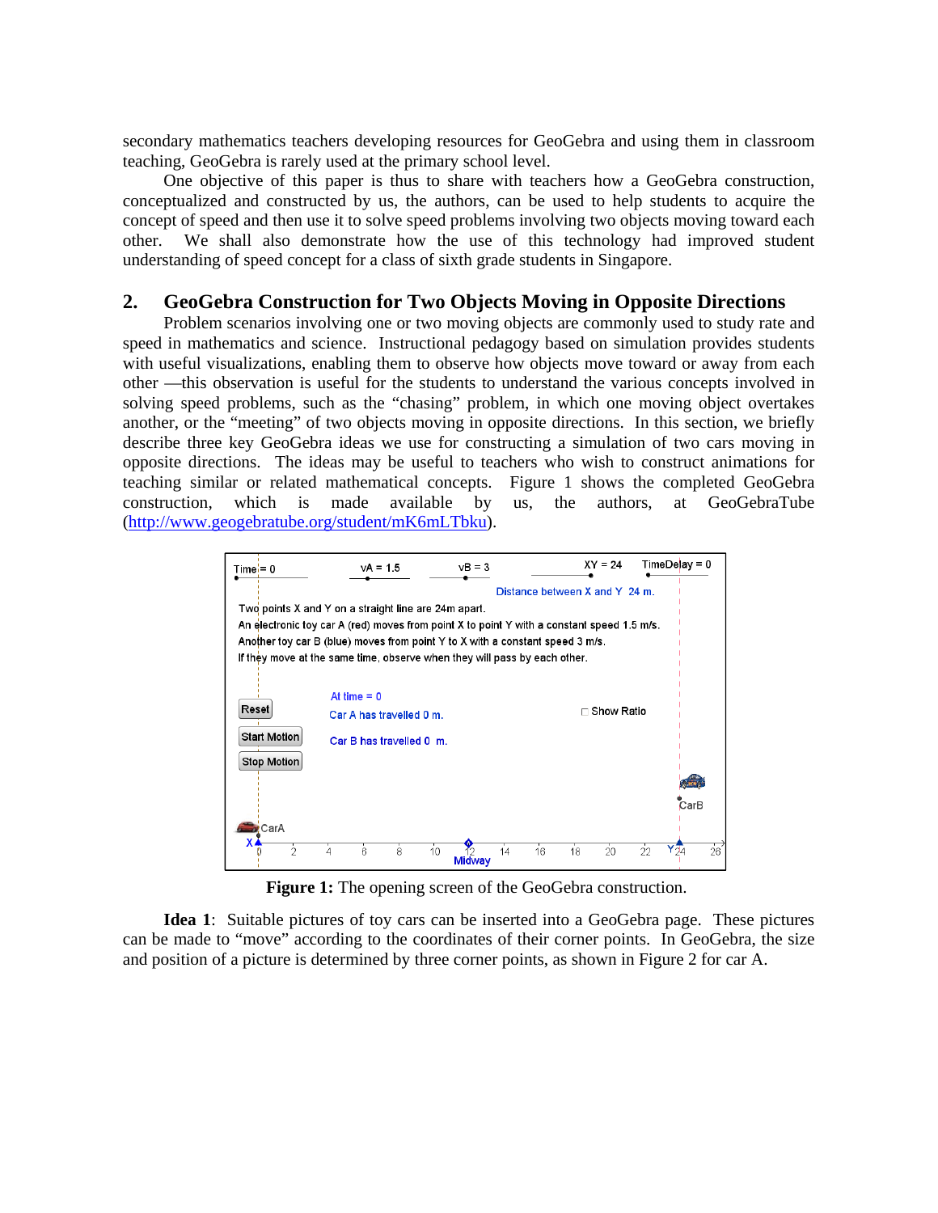secondary mathematics teachers developing resources for GeoGebra and using them in classroom teaching, GeoGebra is rarely used at the primary school level.

One objective of this paper is thus to share with teachers how a GeoGebra construction, conceptualized and constructed by us, the authors, can be used to help students to acquire the concept of speed and then use it to solve speed problems involving two objects moving toward each other. We shall also demonstrate how the use of this technology had improved student understanding of speed concept for a class of sixth grade students in Singapore.

## 2. GeoGebra Construction for Two Objects Moving in Opposite Directions

Problem scenarios involving one or two moving objects are commonly used to study rate and speed in mathematics and science. Instructional pedagogy based on simulation provides students with useful visualizations, enabling them to observe how objects move toward or away from each other —this observation is useful for the students to understand the various concepts involved in solving speed problems, such as the "chasing" problem, in which one moving object overtakes another, or the "meeting" of two objects moving in opposite directions. In this section, we briefly describe three key GeoGebra ideas we use for constructing a simulation of two cars moving in opposite directions. The ideas may be useful to teachers who wish to construct animations for teaching similar or related mathematical concepts. Figure 1 shows the completed GeoGebra construction, which is made available by us, the authors, at GeoGebraTube (http://www.geogebratube.org/student/mK6mLTbku).

**Figure 1:** The opening screen of the GeoGebra construction.

**Idea 1**: Suitable pictures of toy cars can be inserted into a GeoGebra page. These pictures can be made to "move" according to the coordinates of their corner points. In GeoGebra, the size and position of a picture is determined by three corner points, as shown in Figure 2 for car A.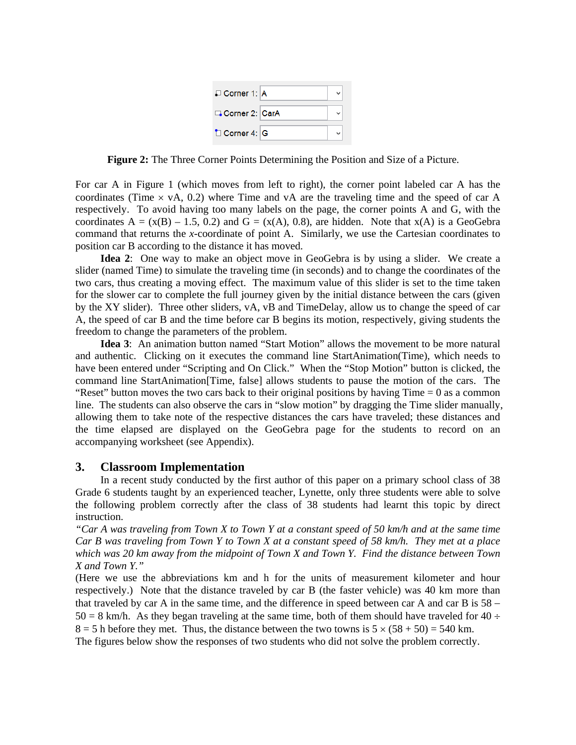| Corner 1: | A |
| --- | --- |
| Corner 2: | CarA |
| Corner 4: | G |

**Figure 2:** The Three Corner Points Determining the Position and Size of a Picture.

For car A in Figure 1 (which moves from left to right), the corner point labeled car A has the coordinates (Time × vA, 0.2) where Time and vA are the traveling time and the speed of car A respectively. To avoid having too many labels on the page, the corner points A and G, with the coordinates A = (x(B) – 1.5, 0.2) and G = (x(A), 0.8), are hidden. Note that x(A) is a GeoGebra command that returns the *x*-coordinate of point A. Similarly, we use the Cartesian coordinates to position car B according to the distance it has moved.

**Idea 2**: One way to make an object move in GeoGebra is by using a slider. We create a slider (named Time) to simulate the traveling time (in seconds) and to change the coordinates of the two cars, thus creating a moving effect. The maximum value of this slider is set to the time taken for the slower car to complete the full journey given by the initial distance between the cars (given by the XY slider). Three other sliders, vA, vB and TimeDelay, allow us to change the speed of car A, the speed of car B and the time before car B begins its motion, respectively, giving students the freedom to change the parameters of the problem.

**Idea 3**: An animation button named "Start Motion" allows the movement to be more natural and authentic. Clicking on it executes the command line StartAnimation(Time), which needs to have been entered under "Scripting and On Click." When the "Stop Motion" button is clicked, the command line StartAnimation[Time, false] allows students to pause the motion of the cars. The "Reset" button moves the two cars back to their original positions by having Time = 0 as a common line. The students can also observe the cars in "slow motion" by dragging the Time slider manually, allowing them to take note of the respective distances the cars have traveled; these distances and the time elapsed are displayed on the GeoGebra page for the students to record on an accompanying worksheet (see Appendix).

## 3. Classroom Implementation

In a recent study conducted by the first author of this paper on a primary school class of 38 Grade 6 students taught by an experienced teacher, Lynette, only three students were able to solve the following problem correctly after the class of 38 students had learnt this topic by direct instruction.

*"Car A was traveling from Town X to Town Y at a constant speed of 50 km/h and at the same time Car B was traveling from Town Y to Town X at a constant speed of 58 km/h. They met at a place which was 20 km away from the midpoint of Town X and Town Y. Find the distance between Town X and Town Y."*

(Here we use the abbreviations km and h for the units of measurement kilometer and hour respectively.) Note that the distance traveled by car B (the faster vehicle) was 40 km more than that traveled by car A in the same time, and the difference in speed between car A and car B is 58 – 50 = 8 km/h. As they began traveling at the same time, both of them should have traveled for 40 ÷ 8 = 5 h before they met. Thus, the distance between the two towns is 5 × (58 + 50) = 540 km.

The figures below show the responses of two students who did not solve the problem correctly.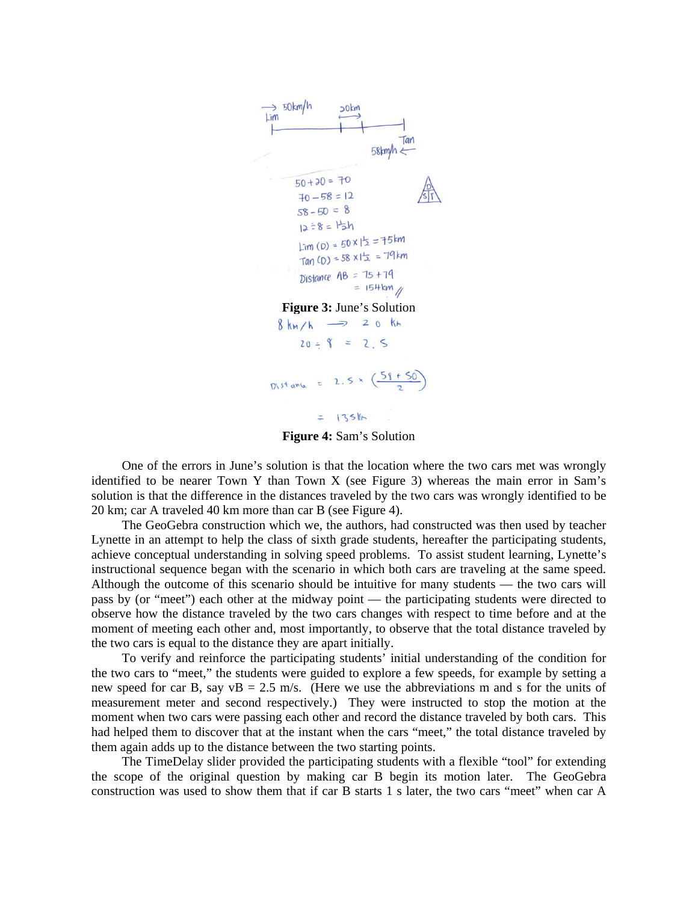Figure 3: June's Solution

Figure 4: Sam's Solution

One of the errors in June's solution is that the location where the two cars met was wrongly identified to be nearer Town Y than Town X (see Figure 3) whereas the main error in Sam's solution is that the difference in the distances traveled by the two cars was wrongly identified to be 20 km; car A traveled 40 km more than car B (see Figure 4).

The GeoGebra construction which we, the authors, had constructed was then used by teacher Lynette in an attempt to help the class of sixth grade students, hereafter the participating students, achieve conceptual understanding in solving speed problems. To assist student learning, Lynette's instructional sequence began with the scenario in which both cars are traveling at the same speed. Although the outcome of this scenario should be intuitive for many students — the two cars will pass by (or "meet") each other at the midway point — the participating students were directed to observe how the distance traveled by the two cars changes with respect to time before and at the moment of meeting each other and, most importantly, to observe that the total distance traveled by the two cars is equal to the distance they are apart initially.

To verify and reinforce the participating students' initial understanding of the condition for the two cars to "meet," the students were guided to explore a few speeds, for example by setting a new speed for car B, say vB = 2.5 m/s. (Here we use the abbreviations m and s for the units of measurement meter and second respectively.) They were instructed to stop the motion at the moment when two cars were passing each other and record the distance traveled by both cars. This had helped them to discover that at the instant when the cars "meet," the total distance traveled by them again adds up to the distance between the two starting points.

The TimeDelay slider provided the participating students with a flexible "tool" for extending the scope of the original question by making car B begin its motion later. The GeoGebra construction was used to show them that if car B starts 1 s later, the two cars "meet" when car A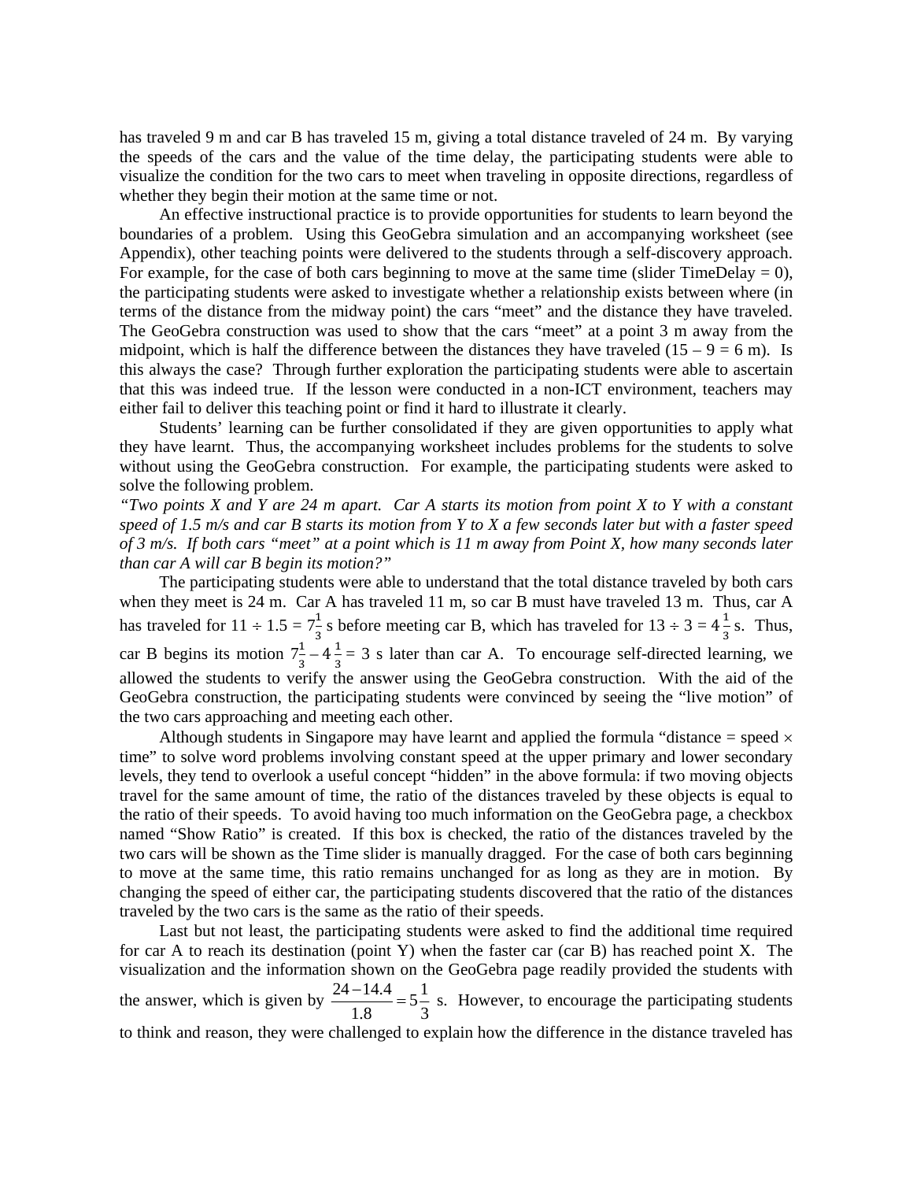has traveled 9 m and car B has traveled 15 m, giving a total distance traveled of 24 m. By varying the speeds of the cars and the value of the time delay, the participating students were able to visualize the condition for the two cars to meet when traveling in opposite directions, regardless of whether they begin their motion at the same time or not.

An effective instructional practice is to provide opportunities for students to learn beyond the boundaries of a problem. Using this GeoGebra simulation and an accompanying worksheet (see Appendix), other teaching points were delivered to the students through a self-discovery approach. For example, for the case of both cars beginning to move at the same time (slider TimeDelay = 0), the participating students were asked to investigate whether a relationship exists between where (in terms of the distance from the midway point) the cars "meet" and the distance they have traveled. The GeoGebra construction was used to show that the cars "meet" at a point 3 m away from the midpoint, which is half the difference between the distances they have traveled (15 – 9 = 6 m). Is this always the case? Through further exploration the participating students were able to ascertain that this was indeed true. If the lesson were conducted in a non-ICT environment, teachers may either fail to deliver this teaching point or find it hard to illustrate it clearly.

Students' learning can be further consolidated if they are given opportunities to apply what they have learnt. Thus, the accompanying worksheet includes problems for the students to solve without using the GeoGebra construction. For example, the participating students were asked to solve the following problem.

*"Two points X and Y are 24 m apart. Car A starts its motion from point X to Y with a constant speed of 1.5 m/s and car B starts its motion from Y to X a few seconds later but with a faster speed of 3 m/s. If both cars "meet" at a point which is 11 m away from Point X, how many seconds later than car A will car B begin its motion?"*

The participating students were able to understand that the total distance traveled by both cars when they meet is 24 m. Car A has traveled 11 m, so car B must have traveled 13 m. Thus, car A has traveled for $11 \div 1.5 = 7\frac{1}{3}$ s before meeting car B, which has traveled for $13 \div 3 = 4\frac{1}{3}$ s. Thus, car B begins its motion $7\frac{1}{3} - 4\frac{1}{3} = 3$ s later than car A. To encourage self-directed learning, we allowed the students to verify the answer using the GeoGebra construction. With the aid of the GeoGebra construction, the participating students were convinced by seeing the "live motion" of the two cars approaching and meeting each other.

Although students in Singapore may have learnt and applied the formula "distance = speed $\times$ time" to solve word problems involving constant speed at the upper primary and lower secondary levels, they tend to overlook a useful concept "hidden" in the above formula: if two moving objects travel for the same amount of time, the ratio of the distances traveled by these objects is equal to the ratio of their speeds. To avoid having too much information on the GeoGebra page, a checkbox named "Show Ratio" is created. If this box is checked, the ratio of the distances traveled by the two cars will be shown as the Time slider is manually dragged. For the case of both cars beginning to move at the same time, this ratio remains unchanged for as long as they are in motion. By changing the speed of either car, the participating students discovered that the ratio of the distances traveled by the two cars is the same as the ratio of their speeds.

Last but not least, the participating students were asked to find the additional time required for car A to reach its destination (point Y) when the faster car (car B) has reached point X. The visualization and the information shown on the GeoGebra page readily provided the students with the answer, which is given by $\frac{24-14.4}{1.8} = 5\frac{1}{3}$ s. However, to encourage the participating students to think and reason, they were challenged to explain how the difference in the distance traveled has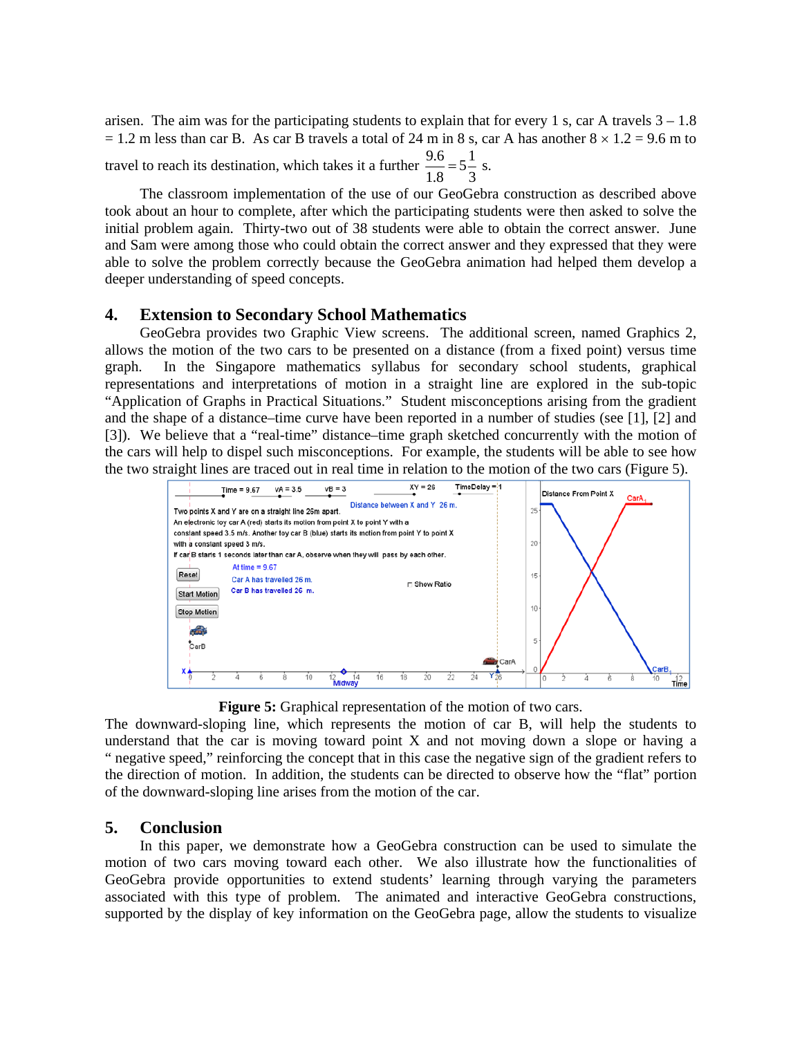arisen. The aim was for the participating students to explain that for every 1 s, car A travels $3 - 1.8 = 1.2$ m less than car B. As car B travels a total of 24 m in 8 s, car A has another $8 \times 1.2 = 9.6$ m to travel to reach its destination, which takes it a further $\frac{9.6}{1.8} = 5\frac{1}{3}$ s.

The classroom implementation of the use of our GeoGebra construction as described above took about an hour to complete, after which the participating students were then asked to solve the initial problem again. Thirty-two out of 38 students were able to obtain the correct answer. June and Sam were among those who could obtain the correct answer and they expressed that they were able to solve the problem correctly because the GeoGebra animation had helped them develop a deeper understanding of speed concepts.

## 4. Extension to Secondary School Mathematics

GeoGebra provides two Graphic View screens. The additional screen, named Graphics 2, allows the motion of the two cars to be presented on a distance (from a fixed point) versus time graph. In the Singapore mathematics syllabus for secondary school students, graphical representations and interpretations of motion in a straight line are explored in the sub-topic "Application of Graphs in Practical Situations." Student misconceptions arising from the gradient and the shape of a distance–time curve have been reported in a number of studies (see [1], [2] and [3]). We believe that a "real-time" distance–time graph sketched concurrently with the motion of the cars will help to dispel such misconceptions. For example, the students will be able to see how the two straight lines are traced out in real time in relation to the motion of the two cars (Figure 5).

**Figure 5:** Graphical representation of the motion of two cars.

The downward-sloping line, which represents the motion of car B, will help the students to understand that the car is moving toward point X and not moving down a slope or having a " negative speed," reinforcing the concept that in this case the negative sign of the gradient refers to the direction of motion. In addition, the students can be directed to observe how the "flat" portion of the downward-sloping line arises from the motion of the car.

## 5. Conclusion

In this paper, we demonstrate how a GeoGebra construction can be used to simulate the motion of two cars moving toward each other. We also illustrate how the functionalities of GeoGebra provide opportunities to extend students' learning through varying the parameters associated with this type of problem. The animated and interactive GeoGebra constructions, supported by the display of key information on the GeoGebra page, allow the students to visualize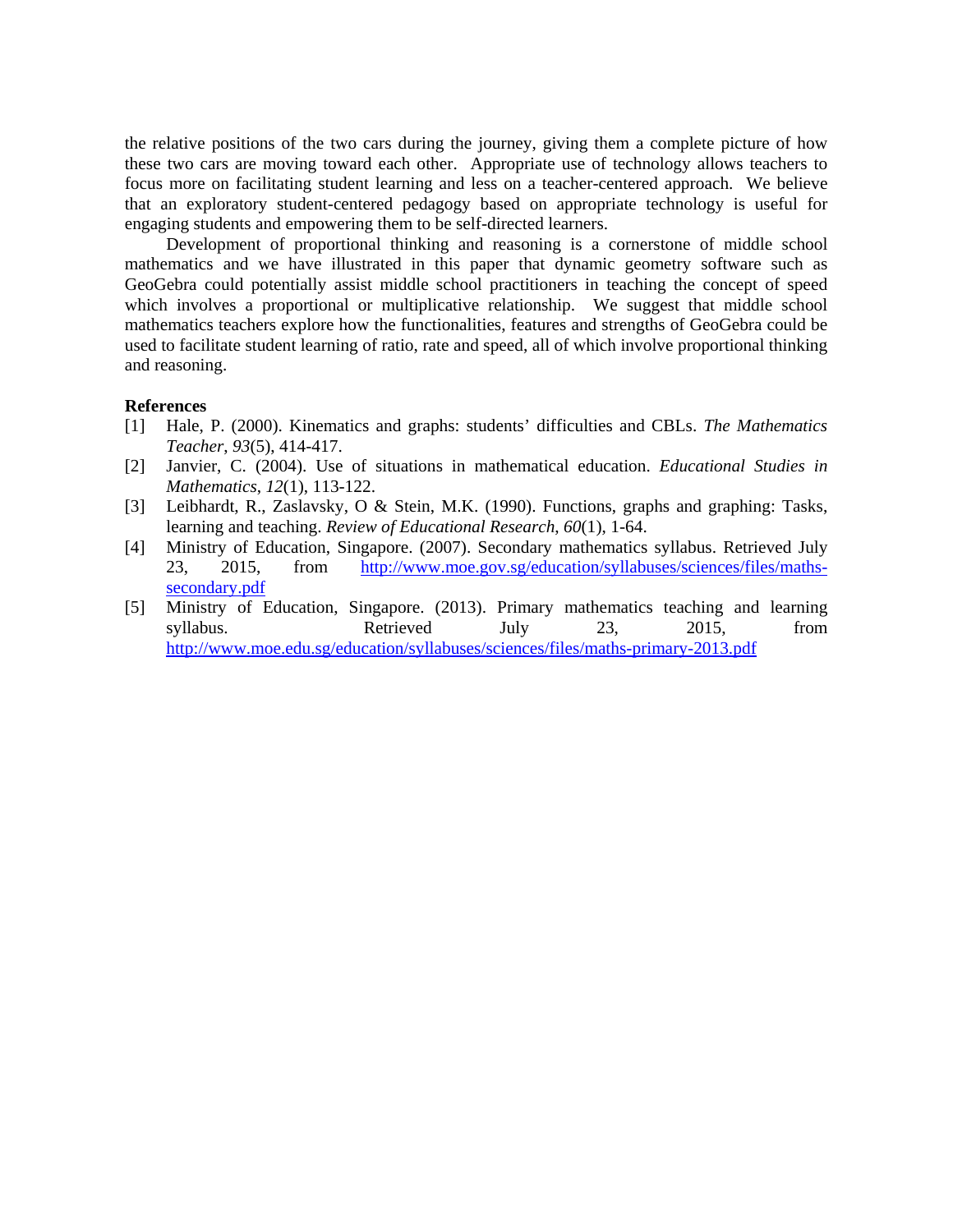the relative positions of the two cars during the journey, giving them a complete picture of how these two cars are moving toward each other. Appropriate use of technology allows teachers to focus more on facilitating student learning and less on a teacher-centered approach. We believe that an exploratory student-centered pedagogy based on appropriate technology is useful for engaging students and empowering them to be self-directed learners.

Development of proportional thinking and reasoning is a cornerstone of middle school mathematics and we have illustrated in this paper that dynamic geometry software such as GeoGebra could potentially assist middle school practitioners in teaching the concept of speed which involves a proportional or multiplicative relationship. We suggest that middle school mathematics teachers explore how the functionalities, features and strengths of GeoGebra could be used to facilitate student learning of ratio, rate and speed, all of which involve proportional thinking and reasoning.

**References**

[1] Hale, P. (2000). Kinematics and graphs: students' difficulties and CBLs. *The Mathematics Teacher*, *93*(5), 414-417.

[2] Janvier, C. (2004). Use of situations in mathematical education. *Educational Studies in Mathematics*, *12*(1), 113-122.

[3] Leibhardt, R., Zaslavsky, O & Stein, M.K. (1990). Functions, graphs and graphing: Tasks, learning and teaching. *Review of Educational Research*, *60*(1), 1-64.

[4] Ministry of Education, Singapore. (2007). Secondary mathematics syllabus. Retrieved July 23, 2015, from http://www.moe.gov.sg/education/syllabuses/sciences/files/maths-secondary.pdf

[5] Ministry of Education, Singapore. (2013). Primary mathematics teaching and learning syllabus. Retrieved July 23, 2015, from http://www.moe.edu.sg/education/syllabuses/sciences/files/maths-primary-2013.pdf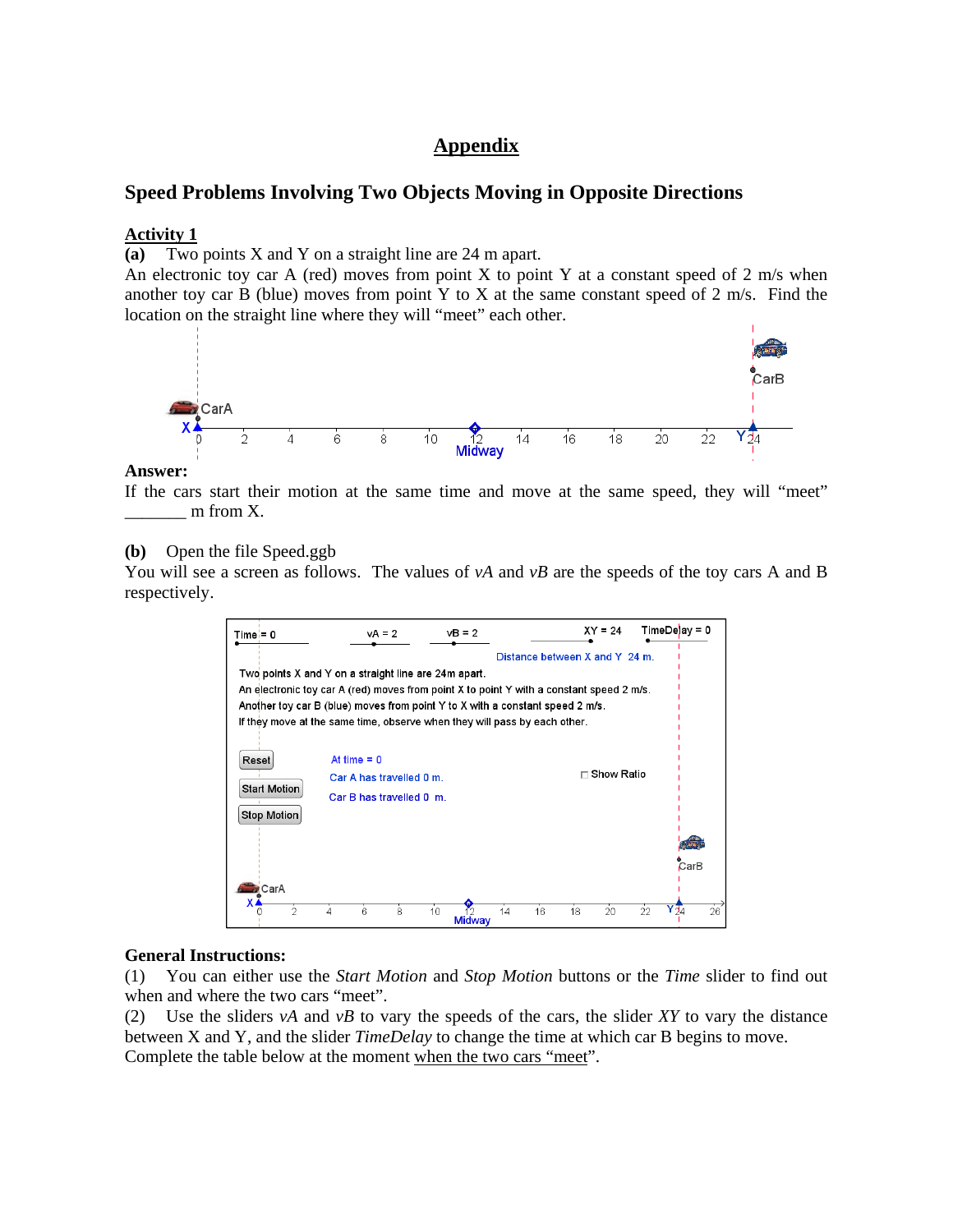# Appendix

## Speed Problems Involving Two Objects Moving in Opposite Directions

### Activity 1

**(a)** Two points X and Y on a straight line are 24 m apart.
An electronic toy car A (red) moves from point X to point Y at a constant speed of 2 m/s when another toy car B (blue) moves from point Y to X at the same constant speed of 2 m/s. Find the location on the straight line where they will "meet" each other.

**Answer:**
If the cars start their motion at the same time and move at the same speed, they will "meet" _______ m from X.

**(b)** Open the file Speed.ggb
You will see a screen as follows. The values of *vA* and *vB* are the speeds of the toy cars A and B respectively.

**General Instructions:**
(1) You can either use the *Start Motion* and *Stop Motion* buttons or the *Time* slider to find out when and where the two cars "meet".
(2) Use the sliders *vA* and *vB* to vary the speeds of the cars, the slider *XY* to vary the distance between X and Y, and the slider *TimeDelay* to change the time at which car B begins to move.
Complete the table below at the moment when the two cars "meet".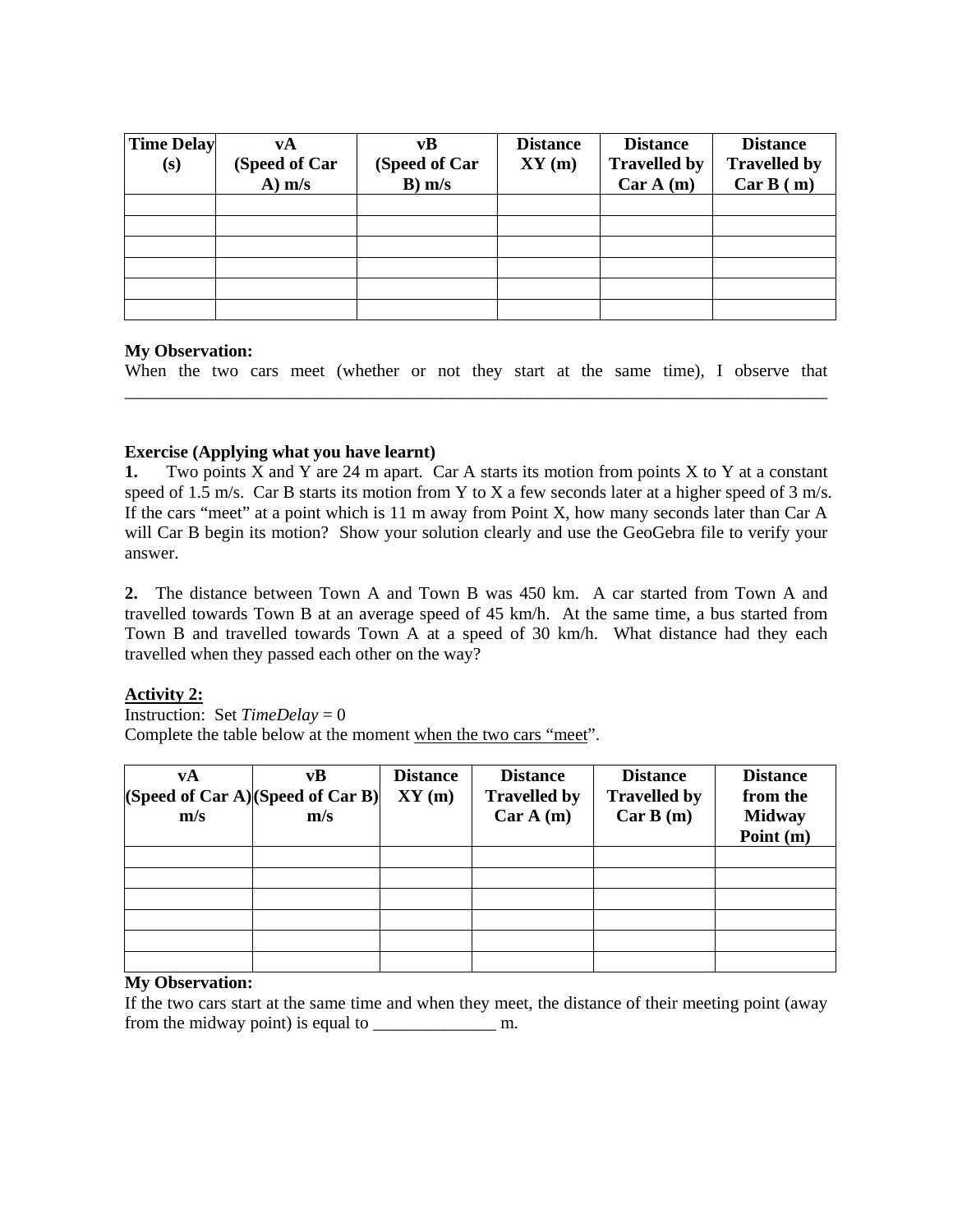| Time Delay (s) | vA (Speed of Car A) m/s | vB (Speed of Car B) m/s | Distance XY (m) | Distance Travelled by Car A (m) | Distance Travelled by Car B ( m) |
|---|---|---|---|---|---|
| | | | | | |
| | | | | | |
| | | | | | |
| | | | | | |
| | | | | | |
| | | | | | |

**My Observation:**
When the two cars meet (whether or not they start at the same time), I observe that ___________________________________________________________________________________

**Exercise (Applying what you have learnt)**

**1.** Two points X and Y are 24 m apart. Car A starts its motion from points X to Y at a constant speed of 1.5 m/s. Car B starts its motion from Y to X a few seconds later at a higher speed of 3 m/s. If the cars "meet" at a point which is 11 m away from Point X, how many seconds later than Car A will Car B begin its motion? Show your solution clearly and use the GeoGebra file to verify your answer.

**2.** The distance between Town A and Town B was 450 km. A car started from Town A and travelled towards Town B at an average speed of 45 km/h. At the same time, a bus started from Town B and travelled towards Town A at a speed of 30 km/h. What distance had they each travelled when they passed each other on the way?

**Activity 2:**

Instruction: Set *TimeDelay* = 0

Complete the table below at the moment when the two cars "meet".

| vA (Speed of Car A) m/s | vB (Speed of Car B) m/s | Distance XY (m) | Distance Travelled by Car A (m) | Distance Travelled by Car B (m) | Distance from the Midway Point (m) |
|---|---|---|---|---|---|
| | | | | | |
| | | | | | |
| | | | | | |
| | | | | | |
| | | | | | |
| | | | | | |

**My Observation:**
If the two cars start at the same time and when they meet, the distance of their meeting point (away from the midway point) is equal to ______________ m.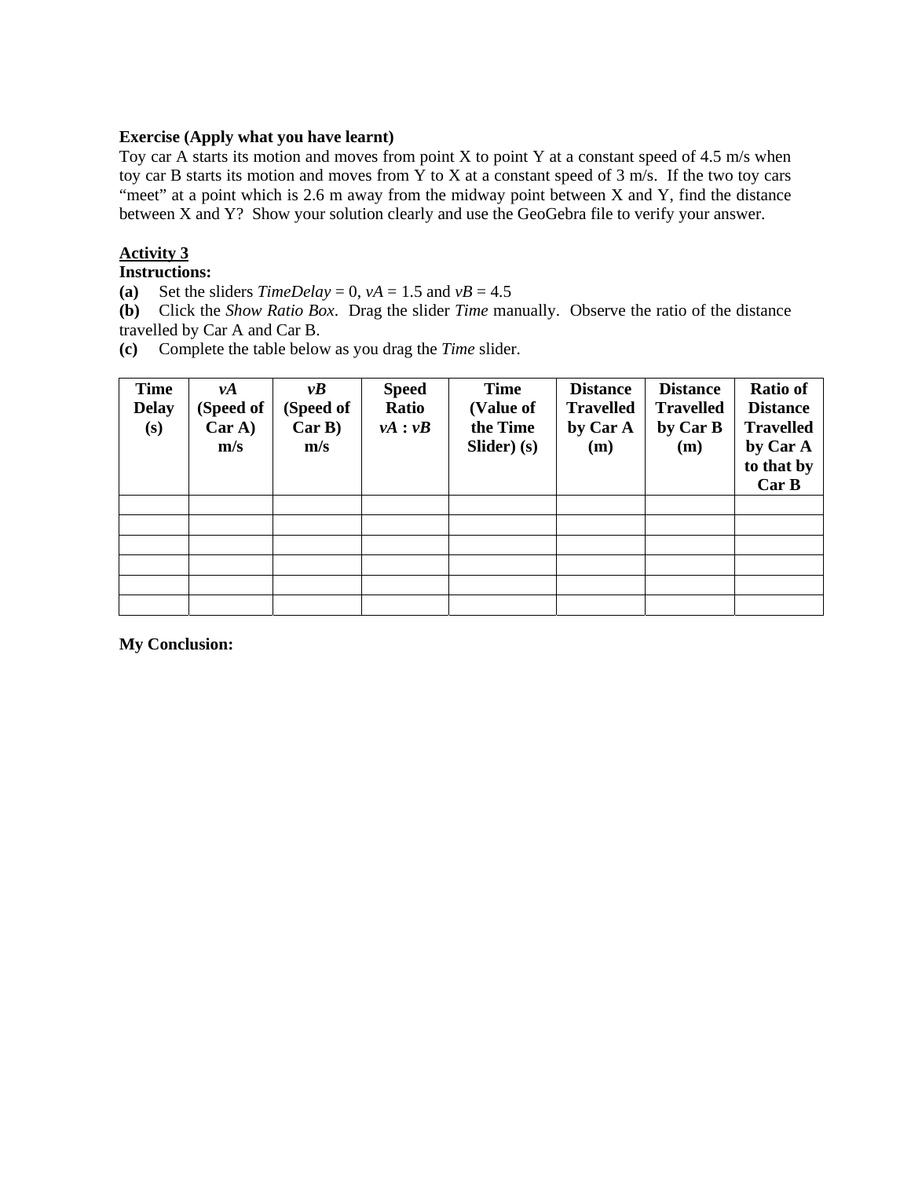**Exercise (Apply what you have learnt)**

Toy car A starts its motion and moves from point X to point Y at a constant speed of 4.5 m/s when toy car B starts its motion and moves from Y to X at a constant speed of 3 m/s. If the two toy cars "meet" at a point which is 2.6 m away from the midway point between X and Y, find the distance between X and Y? Show your solution clearly and use the GeoGebra file to verify your answer.

**Activity 3**

**Instructions:**

**(a)** Set the sliders *TimeDelay* = 0, *vA* = 1.5 and *vB* = 4.5

**(b)** Click the *Show Ratio Box*. Drag the slider *Time* manually. Observe the ratio of the distance travelled by Car A and Car B.

**(c)** Complete the table below as you drag the *Time* slider.

| Time Delay (s) | *vA* (Speed of Car A) m/s | *vB* (Speed of Car B) m/s | Speed Ratio *vA* : *vB* | Time (Value of the Time Slider) (s) | Distance Travelled by Car A (m) | Distance Travelled by Car B (m) | Ratio of Distance Travelled by Car A to that by Car B |
|---|---|---|---|---|---|---|---|
| | | | | | | | |
| | | | | | | | |
| | | | | | | | |
| | | | | | | | |
| | | | | | | | |
| | | | | | | | |

**My Conclusion:**